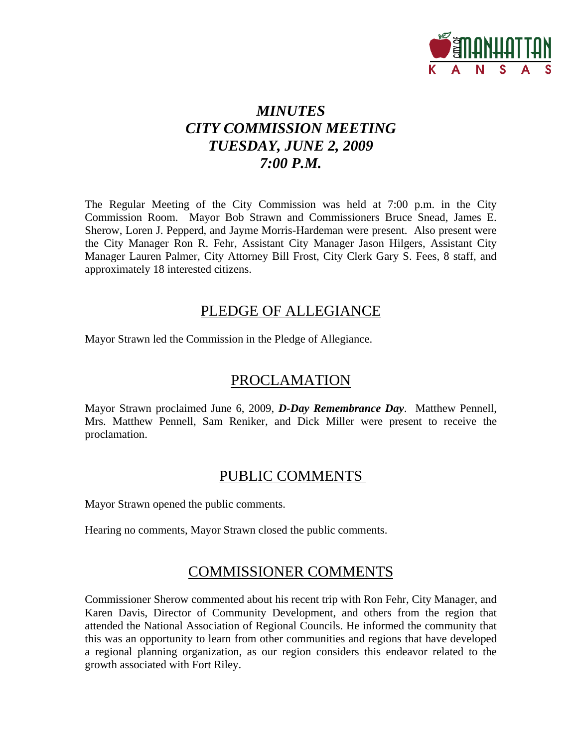# *MINUTES*
# *CITY COMMISSION MEETING*
# *TUESDAY, JUNE 2, 2009*
# *7:00 P.M.*

The Regular Meeting of the City Commission was held at 7:00 p.m. in the City Commission Room. Mayor Bob Strawn and Commissioners Bruce Snead, James E. Sherow, Loren J. Pepperd, and Jayme Morris-Hardeman were present. Also present were the City Manager Ron R. Fehr, Assistant City Manager Jason Hilgers, Assistant City Manager Lauren Palmer, City Attorney Bill Frost, City Clerk Gary S. Fees, 8 staff, and approximately 18 interested citizens.

## PLEDGE OF ALLEGIANCE

Mayor Strawn led the Commission in the Pledge of Allegiance.

## PROCLAMATION

Mayor Strawn proclaimed June 6, 2009, ***D-Day Remembrance Day***. Matthew Pennell, Mrs. Matthew Pennell, Sam Reniker, and Dick Miller were present to receive the proclamation.

## PUBLIC COMMENTS

Mayor Strawn opened the public comments.

Hearing no comments, Mayor Strawn closed the public comments.

## COMMISSIONER COMMENTS

Commissioner Sherow commented about his recent trip with Ron Fehr, City Manager, and Karen Davis, Director of Community Development, and others from the region that attended the National Association of Regional Councils. He informed the community that this was an opportunity to learn from other communities and regions that have developed a regional planning organization, as our region considers this endeavor related to the growth associated with Fort Riley.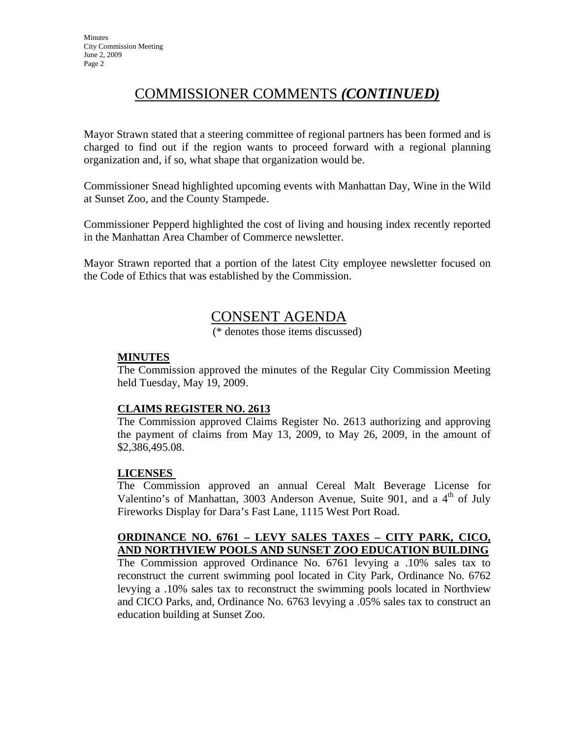## COMMISSIONER COMMENTS *(CONTINUED)*

Mayor Strawn stated that a steering committee of regional partners has been formed and is charged to find out if the region wants to proceed forward with a regional planning organization and, if so, what shape that organization would be.

Commissioner Snead highlighted upcoming events with Manhattan Day, Wine in the Wild at Sunset Zoo, and the County Stampede.

Commissioner Pepperd highlighted the cost of living and housing index recently reported in the Manhattan Area Chamber of Commerce newsletter.

Mayor Strawn reported that a portion of the latest City employee newsletter focused on the Code of Ethics that was established by the Commission.

## CONSENT AGENDA

(* denotes those items discussed)

**MINUTES**

The Commission approved the minutes of the Regular City Commission Meeting held Tuesday, May 19, 2009.

**CLAIMS REGISTER NO. 2613**

The Commission approved Claims Register No. 2613 authorizing and approving the payment of claims from May 13, 2009, to May 26, 2009, in the amount of $2,386,495.08.

**LICENSES**

The Commission approved an annual Cereal Malt Beverage License for Valentino's of Manhattan, 3003 Anderson Avenue, Suite 901, and a 4th of July Fireworks Display for Dara's Fast Lane, 1115 West Port Road.

**ORDINANCE NO. 6761 – LEVY SALES TAXES – CITY PARK, CICO, AND NORTHVIEW POOLS AND SUNSET ZOO EDUCATION BUILDING**

The Commission approved Ordinance No. 6761 levying a .10% sales tax to reconstruct the current swimming pool located in City Park, Ordinance No. 6762 levying a .10% sales tax to reconstruct the swimming pools located in Northview and CICO Parks, and, Ordinance No. 6763 levying a .05% sales tax to construct an education building at Sunset Zoo.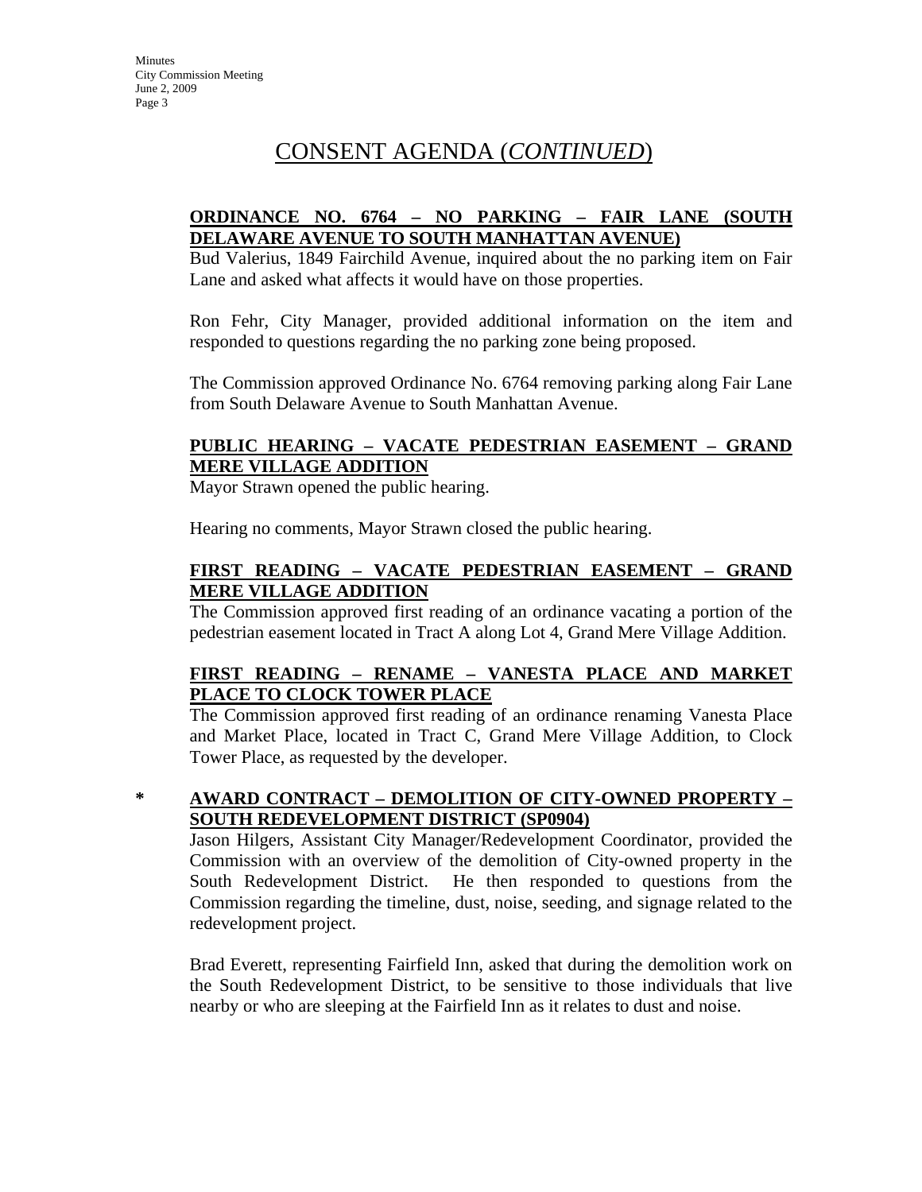# CONSENT AGENDA (*CONTINUED*)

**ORDINANCE NO. 6764 – NO PARKING – FAIR LANE (SOUTH DELAWARE AVENUE TO SOUTH MANHATTAN AVENUE)**

Bud Valerius, 1849 Fairchild Avenue, inquired about the no parking item on Fair Lane and asked what affects it would have on those properties.

Ron Fehr, City Manager, provided additional information on the item and responded to questions regarding the no parking zone being proposed.

The Commission approved Ordinance No. 6764 removing parking along Fair Lane from South Delaware Avenue to South Manhattan Avenue.

**PUBLIC HEARING – VACATE PEDESTRIAN EASEMENT – GRAND MERE VILLAGE ADDITION**

Mayor Strawn opened the public hearing.

Hearing no comments, Mayor Strawn closed the public hearing.

**FIRST READING – VACATE PEDESTRIAN EASEMENT – GRAND MERE VILLAGE ADDITION**

The Commission approved first reading of an ordinance vacating a portion of the pedestrian easement located in Tract A along Lot 4, Grand Mere Village Addition.

**FIRST READING – RENAME – VANESTA PLACE AND MARKET PLACE TO CLOCK TOWER PLACE**

The Commission approved first reading of an ordinance renaming Vanesta Place and Market Place, located in Tract C, Grand Mere Village Addition, to Clock Tower Place, as requested by the developer.

\* **AWARD CONTRACT – DEMOLITION OF CITY-OWNED PROPERTY – SOUTH REDEVELOPMENT DISTRICT (SP0904)**

Jason Hilgers, Assistant City Manager/Redevelopment Coordinator, provided the Commission with an overview of the demolition of City-owned property in the South Redevelopment District. He then responded to questions from the Commission regarding the timeline, dust, noise, seeding, and signage related to the redevelopment project.

Brad Everett, representing Fairfield Inn, asked that during the demolition work on the South Redevelopment District, to be sensitive to those individuals that live nearby or who are sleeping at the Fairfield Inn as it relates to dust and noise.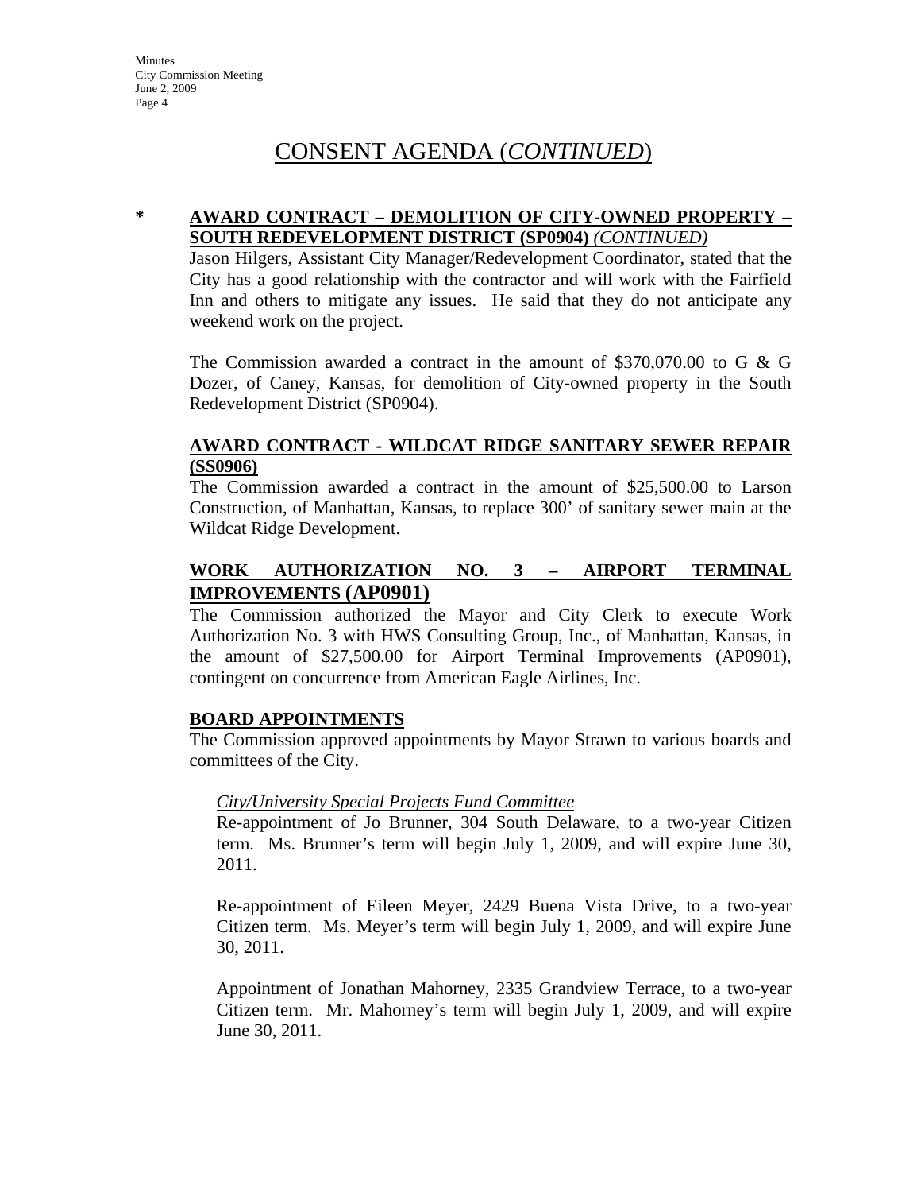# CONSENT AGENDA (*CONTINUED*)

**\* AWARD CONTRACT – DEMOLITION OF CITY-OWNED PROPERTY – SOUTH REDEVELOPMENT DISTRICT (SP0904)** *(CONTINUED)*

Jason Hilgers, Assistant City Manager/Redevelopment Coordinator, stated that the City has a good relationship with the contractor and will work with the Fairfield Inn and others to mitigate any issues. He said that they do not anticipate any weekend work on the project.

The Commission awarded a contract in the amount of $370,070.00 to G & G Dozer, of Caney, Kansas, for demolition of City-owned property in the South Redevelopment District (SP0904).

**AWARD CONTRACT - WILDCAT RIDGE SANITARY SEWER REPAIR (SS0906)**

The Commission awarded a contract in the amount of $25,500.00 to Larson Construction, of Manhattan, Kansas, to replace 300' of sanitary sewer main at the Wildcat Ridge Development.

**WORK AUTHORIZATION NO. 3 – AIRPORT TERMINAL IMPROVEMENTS (AP0901)**

The Commission authorized the Mayor and City Clerk to execute Work Authorization No. 3 with HWS Consulting Group, Inc., of Manhattan, Kansas, in the amount of $27,500.00 for Airport Terminal Improvements (AP0901), contingent on concurrence from American Eagle Airlines, Inc.

**BOARD APPOINTMENTS**

The Commission approved appointments by Mayor Strawn to various boards and committees of the City.

*City/University Special Projects Fund Committee*

Re-appointment of Jo Brunner, 304 South Delaware, to a two-year Citizen term. Ms. Brunner's term will begin July 1, 2009, and will expire June 30, 2011.

Re-appointment of Eileen Meyer, 2429 Buena Vista Drive, to a two-year Citizen term. Ms. Meyer's term will begin July 1, 2009, and will expire June 30, 2011.

Appointment of Jonathan Mahorney, 2335 Grandview Terrace, to a two-year Citizen term. Mr. Mahorney's term will begin July 1, 2009, and will expire June 30, 2011.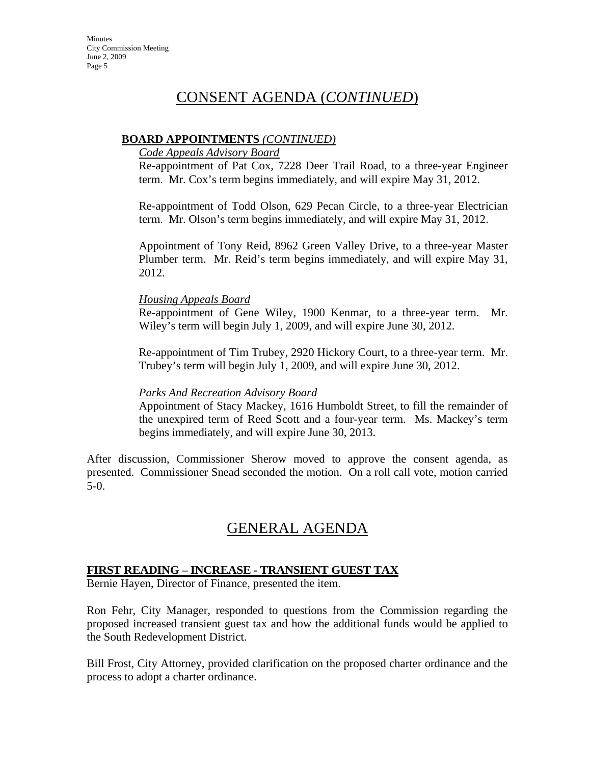# CONSENT AGENDA (*CONTINUED*)

**BOARD APPOINTMENTS** *(CONTINUED)*

*Code Appeals Advisory Board*

Re-appointment of Pat Cox, 7228 Deer Trail Road, to a three-year Engineer term. Mr. Cox's term begins immediately, and will expire May 31, 2012.

Re-appointment of Todd Olson, 629 Pecan Circle, to a three-year Electrician term. Mr. Olson's term begins immediately, and will expire May 31, 2012.

Appointment of Tony Reid, 8962 Green Valley Drive, to a three-year Master Plumber term. Mr. Reid's term begins immediately, and will expire May 31, 2012.

*Housing Appeals Board*

Re-appointment of Gene Wiley, 1900 Kenmar, to a three-year term. Mr. Wiley's term will begin July 1, 2009, and will expire June 30, 2012.

Re-appointment of Tim Trubey, 2920 Hickory Court, to a three-year term. Mr. Trubey's term will begin July 1, 2009, and will expire June 30, 2012.

*Parks And Recreation Advisory Board*

Appointment of Stacy Mackey, 1616 Humboldt Street, to fill the remainder of the unexpired term of Reed Scott and a four-year term. Ms. Mackey's term begins immediately, and will expire June 30, 2013.

After discussion, Commissioner Sherow moved to approve the consent agenda, as presented. Commissioner Snead seconded the motion. On a roll call vote, motion carried 5-0.

# GENERAL AGENDA

**FIRST READING – INCREASE - TRANSIENT GUEST TAX**

Bernie Hayen, Director of Finance, presented the item.

Ron Fehr, City Manager, responded to questions from the Commission regarding the proposed increased transient guest tax and how the additional funds would be applied to the South Redevelopment District.

Bill Frost, City Attorney, provided clarification on the proposed charter ordinance and the process to adopt a charter ordinance.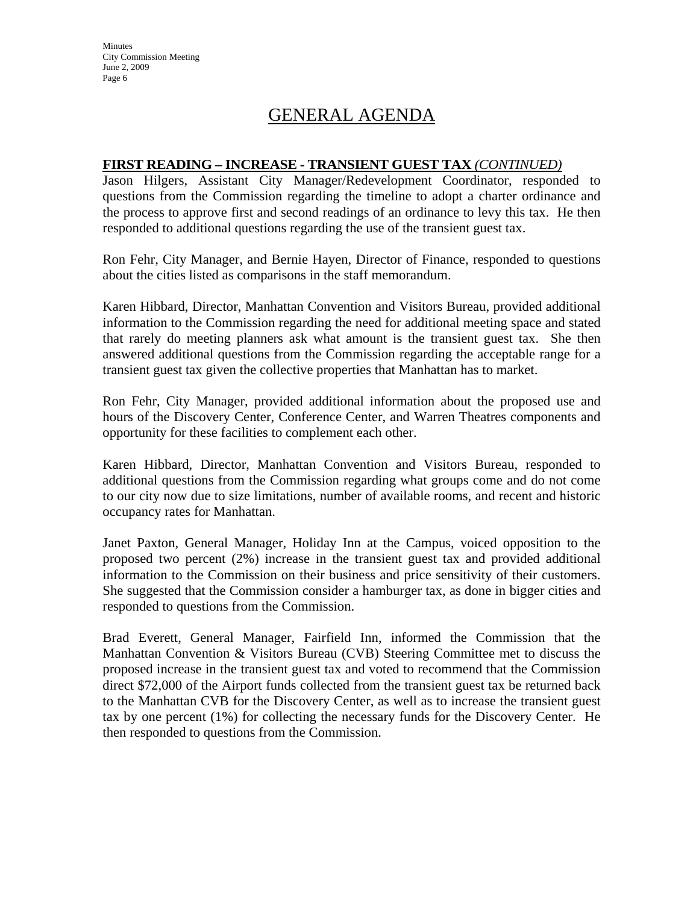# GENERAL AGENDA

**FIRST READING – INCREASE - TRANSIENT GUEST TAX** ***(CONTINUED)***

Jason Hilgers, Assistant City Manager/Redevelopment Coordinator, responded to questions from the Commission regarding the timeline to adopt a charter ordinance and the process to approve first and second readings of an ordinance to levy this tax. He then responded to additional questions regarding the use of the transient guest tax.

Ron Fehr, City Manager, and Bernie Hayen, Director of Finance, responded to questions about the cities listed as comparisons in the staff memorandum.

Karen Hibbard, Director, Manhattan Convention and Visitors Bureau, provided additional information to the Commission regarding the need for additional meeting space and stated that rarely do meeting planners ask what amount is the transient guest tax. She then answered additional questions from the Commission regarding the acceptable range for a transient guest tax given the collective properties that Manhattan has to market.

Ron Fehr, City Manager, provided additional information about the proposed use and hours of the Discovery Center, Conference Center, and Warren Theatres components and opportunity for these facilities to complement each other.

Karen Hibbard, Director, Manhattan Convention and Visitors Bureau, responded to additional questions from the Commission regarding what groups come and do not come to our city now due to size limitations, number of available rooms, and recent and historic occupancy rates for Manhattan.

Janet Paxton, General Manager, Holiday Inn at the Campus, voiced opposition to the proposed two percent (2%) increase in the transient guest tax and provided additional information to the Commission on their business and price sensitivity of their customers. She suggested that the Commission consider a hamburger tax, as done in bigger cities and responded to questions from the Commission.

Brad Everett, General Manager, Fairfield Inn, informed the Commission that the Manhattan Convention & Visitors Bureau (CVB) Steering Committee met to discuss the proposed increase in the transient guest tax and voted to recommend that the Commission direct $72,000 of the Airport funds collected from the transient guest tax be returned back to the Manhattan CVB for the Discovery Center, as well as to increase the transient guest tax by one percent (1%) for collecting the necessary funds for the Discovery Center. He then responded to questions from the Commission.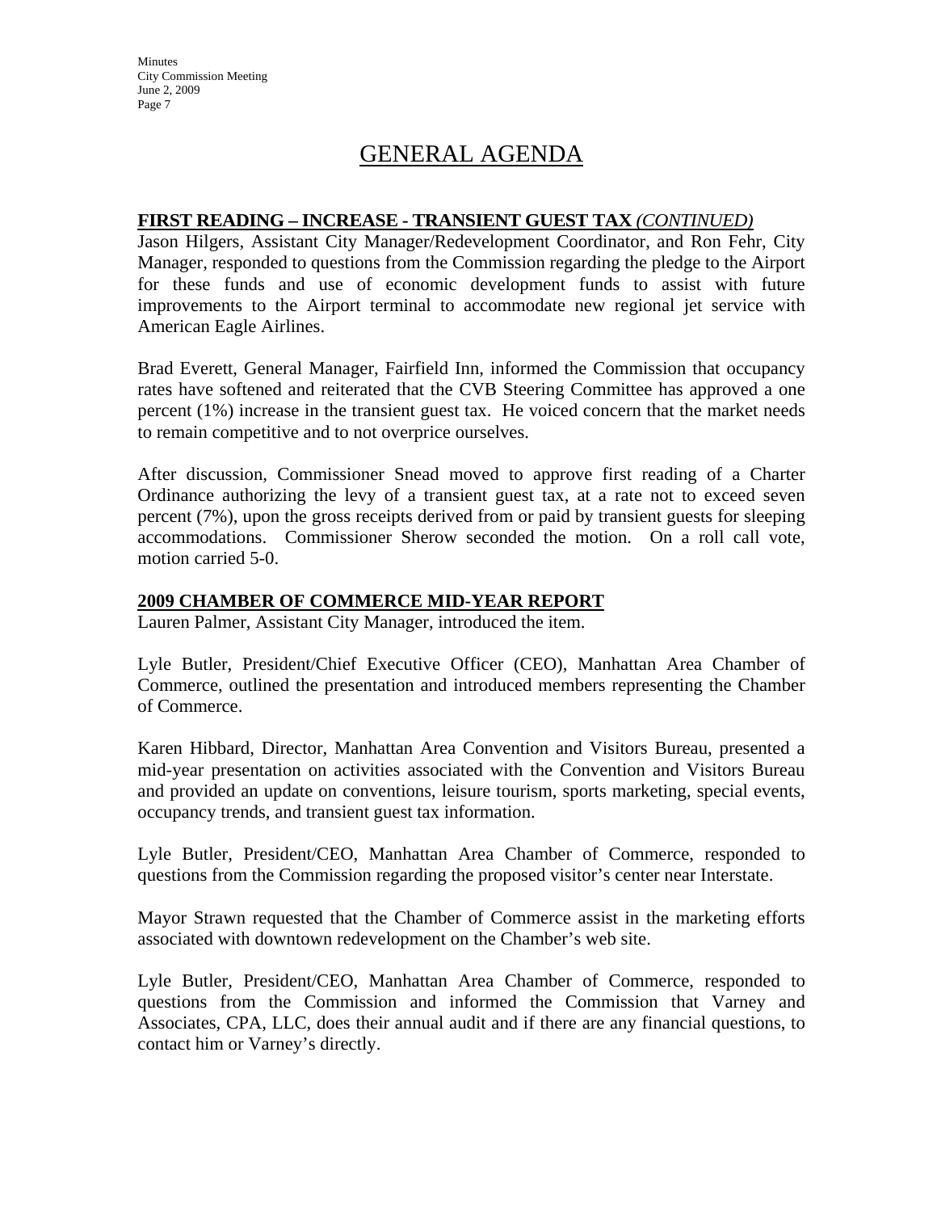# GENERAL AGENDA

**FIRST READING – INCREASE - TRANSIENT GUEST TAX** ***(CONTINUED)***

Jason Hilgers, Assistant City Manager/Redevelopment Coordinator, and Ron Fehr, City Manager, responded to questions from the Commission regarding the pledge to the Airport for these funds and use of economic development funds to assist with future improvements to the Airport terminal to accommodate new regional jet service with American Eagle Airlines.

Brad Everett, General Manager, Fairfield Inn, informed the Commission that occupancy rates have softened and reiterated that the CVB Steering Committee has approved a one percent (1%) increase in the transient guest tax. He voiced concern that the market needs to remain competitive and to not overprice ourselves.

After discussion, Commissioner Snead moved to approve first reading of a Charter Ordinance authorizing the levy of a transient guest tax, at a rate not to exceed seven percent (7%), upon the gross receipts derived from or paid by transient guests for sleeping accommodations. Commissioner Sherow seconded the motion. On a roll call vote, motion carried 5-0.

**2009 CHAMBER OF COMMERCE MID-YEAR REPORT**

Lauren Palmer, Assistant City Manager, introduced the item.

Lyle Butler, President/Chief Executive Officer (CEO), Manhattan Area Chamber of Commerce, outlined the presentation and introduced members representing the Chamber of Commerce.

Karen Hibbard, Director, Manhattan Area Convention and Visitors Bureau, presented a mid-year presentation on activities associated with the Convention and Visitors Bureau and provided an update on conventions, leisure tourism, sports marketing, special events, occupancy trends, and transient guest tax information.

Lyle Butler, President/CEO, Manhattan Area Chamber of Commerce, responded to questions from the Commission regarding the proposed visitor's center near Interstate.

Mayor Strawn requested that the Chamber of Commerce assist in the marketing efforts associated with downtown redevelopment on the Chamber's web site.

Lyle Butler, President/CEO, Manhattan Area Chamber of Commerce, responded to questions from the Commission and informed the Commission that Varney and Associates, CPA, LLC, does their annual audit and if there are any financial questions, to contact him or Varney's directly.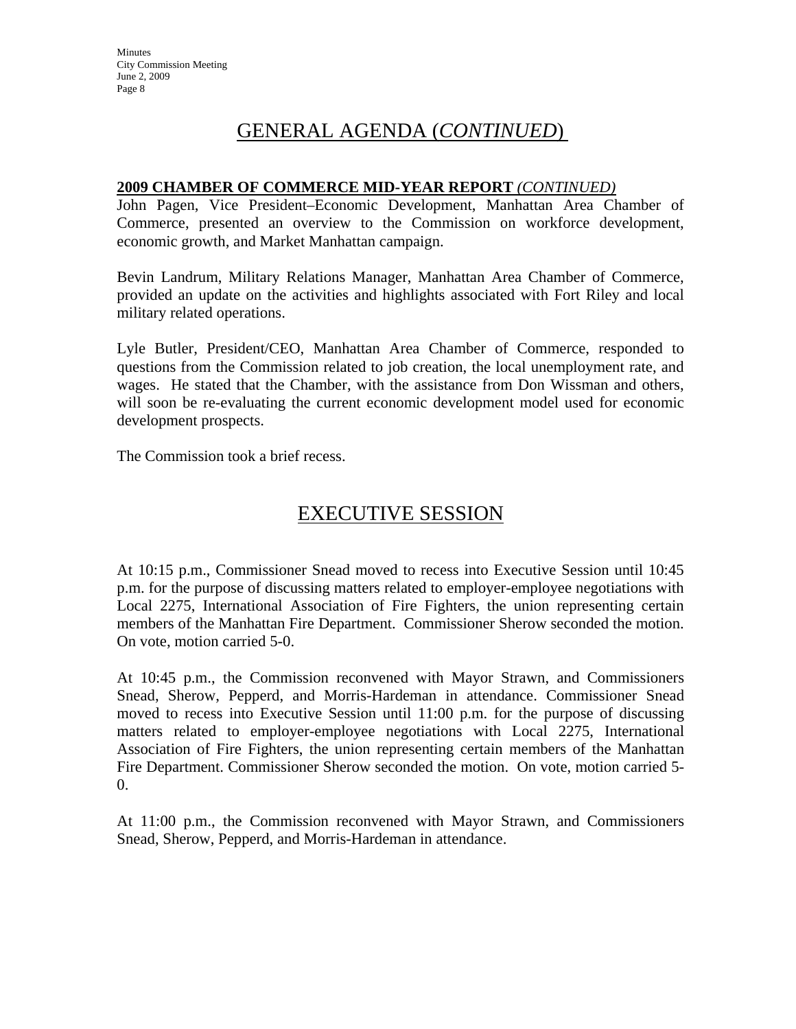# GENERAL AGENDA (*CONTINUED*)

**2009 CHAMBER OF COMMERCE MID-YEAR REPORT** *(CONTINUED)*

John Pagen, Vice President–Economic Development, Manhattan Area Chamber of Commerce, presented an overview to the Commission on workforce development, economic growth, and Market Manhattan campaign.

Bevin Landrum, Military Relations Manager, Manhattan Area Chamber of Commerce, provided an update on the activities and highlights associated with Fort Riley and local military related operations.

Lyle Butler, President/CEO, Manhattan Area Chamber of Commerce, responded to questions from the Commission related to job creation, the local unemployment rate, and wages. He stated that the Chamber, with the assistance from Don Wissman and others, will soon be re-evaluating the current economic development model used for economic development prospects.

The Commission took a brief recess.

# EXECUTIVE SESSION

At 10:15 p.m., Commissioner Snead moved to recess into Executive Session until 10:45 p.m. for the purpose of discussing matters related to employer-employee negotiations with Local 2275, International Association of Fire Fighters, the union representing certain members of the Manhattan Fire Department. Commissioner Sherow seconded the motion. On vote, motion carried 5-0.

At 10:45 p.m., the Commission reconvened with Mayor Strawn, and Commissioners Snead, Sherow, Pepperd, and Morris-Hardeman in attendance. Commissioner Snead moved to recess into Executive Session until 11:00 p.m. for the purpose of discussing matters related to employer-employee negotiations with Local 2275, International Association of Fire Fighters, the union representing certain members of the Manhattan Fire Department. Commissioner Sherow seconded the motion. On vote, motion carried 5-0.

At 11:00 p.m., the Commission reconvened with Mayor Strawn, and Commissioners Snead, Sherow, Pepperd, and Morris-Hardeman in attendance.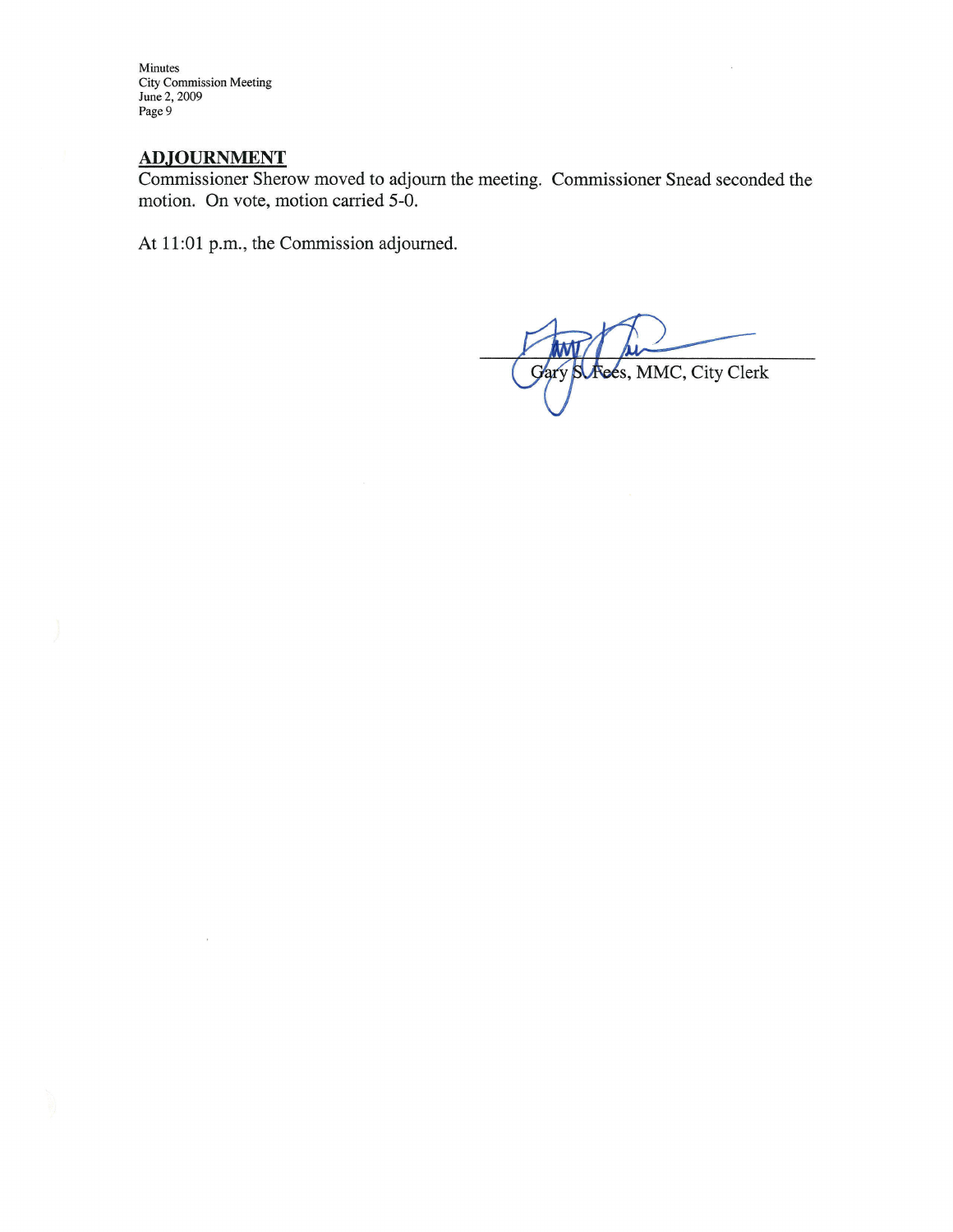**ADJOURNMENT**

Commissioner Sherow moved to adjourn the meeting. Commissioner Snead seconded the motion. On vote, motion carried 5-0.

At 11:01 p.m., the Commission adjourned.

Gary S. Fees, MMC, City Clerk